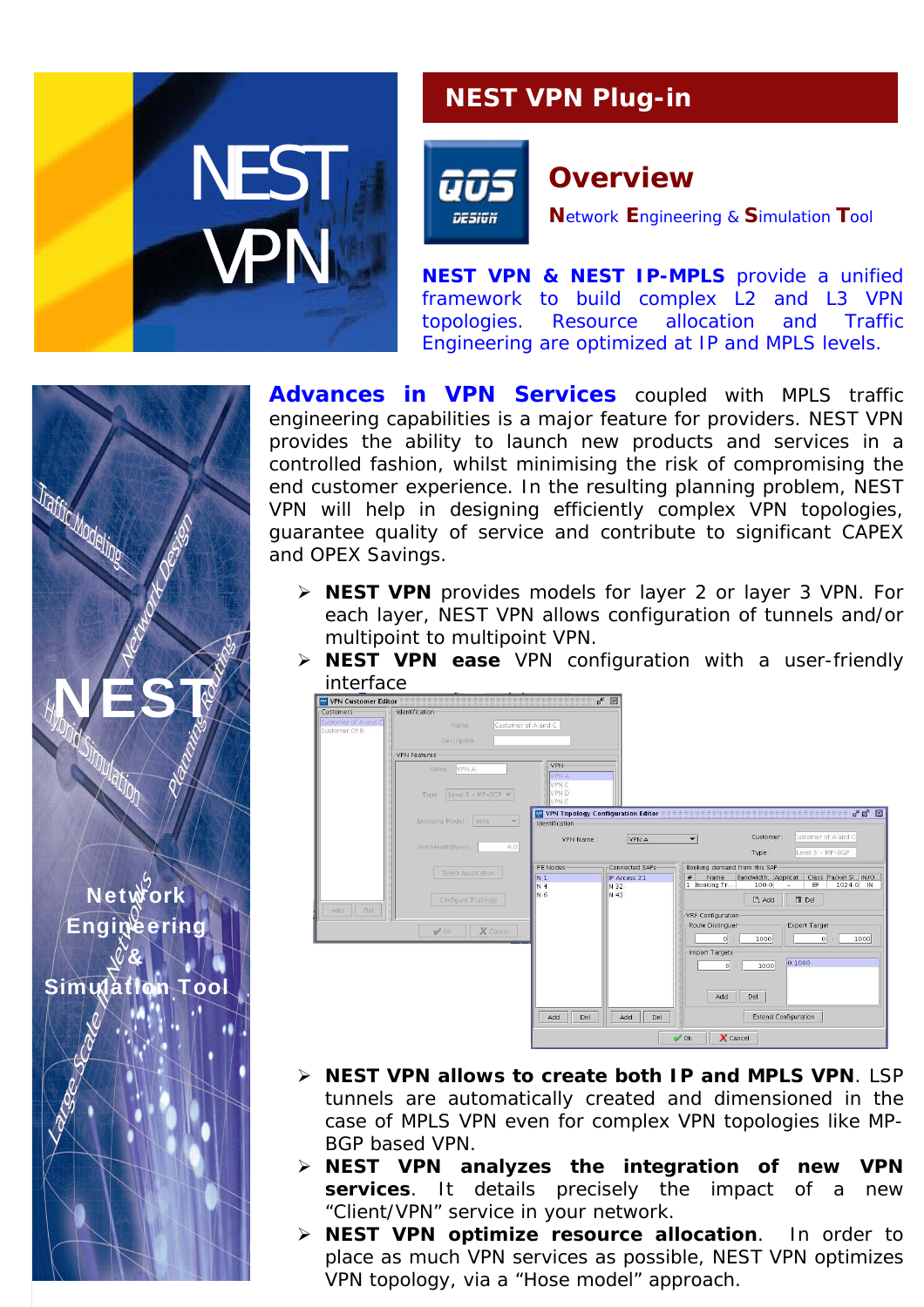# NEST VPN Plug-in

## Overview

**N**etwork **E**ngineering & **S**imulation **T**ool

**NEST VPN & NEST IP-MPLS** provide a unified framework to build complex L2 and L3 VPN topologies. Resource allocation and Traffic Engineering are optimized at IP and MPLS levels.

**Advances in VPN Services** coupled with MPLS traffic engineering capabilities is a major feature for providers. NEST VPN provides the ability to launch new products and services in a controlled fashion, whilst minimising the risk of compromising the end customer experience. In the resulting planning problem, NEST VPN will help in designing efficiently complex VPN topologies, guarantee quality of service and contribute to significant CAPEX and OPEX Savings.

- **NEST VPN** provides models for layer 2 or layer 3 VPN. For each layer, NEST VPN allows configuration of tunnels and/or multipoint to multipoint VPN.
- **NEST VPN ease** VPN configuration with a user-friendly interface
- **NEST VPN allows to create both IP and MPLS VPN**. LSP tunnels are automatically created and dimensioned in the case of MPLS VPN even for complex VPN topologies like MP-BGP based VPN.
- **NEST VPN analyzes the integration of new VPN services**. It details precisely the impact of a new "Client/VPN" service in your network.
- **NEST VPN optimize resource allocation**. In order to place as much VPN services as possible, NEST VPN optimizes VPN topology, via a "Hose model" approach.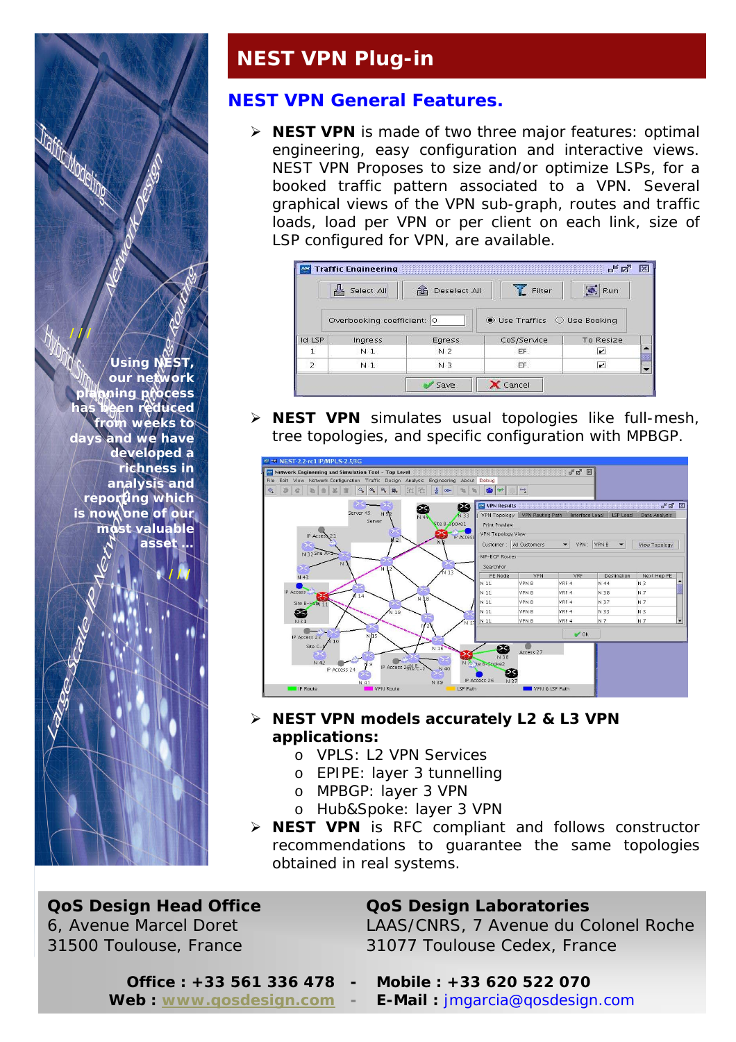# NEST VPN Plug-in

## NEST VPN General Features.

- **NEST VPN** is made of two three major features: optimal engineering, easy configuration and interactive views. NEST VPN Proposes to size and/or optimize LSPs, for a booked traffic pattern associated to a VPN. Several graphical views of the VPN sub-graph, routes and traffic loads, load per VPN or per client on each link, size of LSP configured for VPN, are available.

- **NEST VPN** simulates usual topologies like full-mesh, tree topologies, and specific configuration with MPBGP.

- **NEST VPN models accurately L2 & L3 VPN applications:**
  - VPLS: L2 VPN Services
  - EPIPE: layer 3 tunnelling
  - MPBGP: layer 3 VPN
  - Hub&Spoke: layer 3 VPN
- **NEST VPN** is RFC compliant and follows constructor recommendations to guarantee the same topologies obtained in real systems.

Using NEST, our network planning process has been reduced from weeks to days and we have developed a richness in analysis and reporting which is now one of our most valuable asset ...

**QoS Design Head Office**
6, Avenue Marcel Doret
31500 Toulouse, France

**QoS Design Laboratories**
LAAS/CNRS, 7 Avenue du Colonel Roche
31077 Toulouse Cedex, France

**Office : +33 561 336 478** - **Mobile : +33 620 522 070**
**Web :** www.qosdesign.com - **E-Mail :** jmgarcia@qosdesign.com